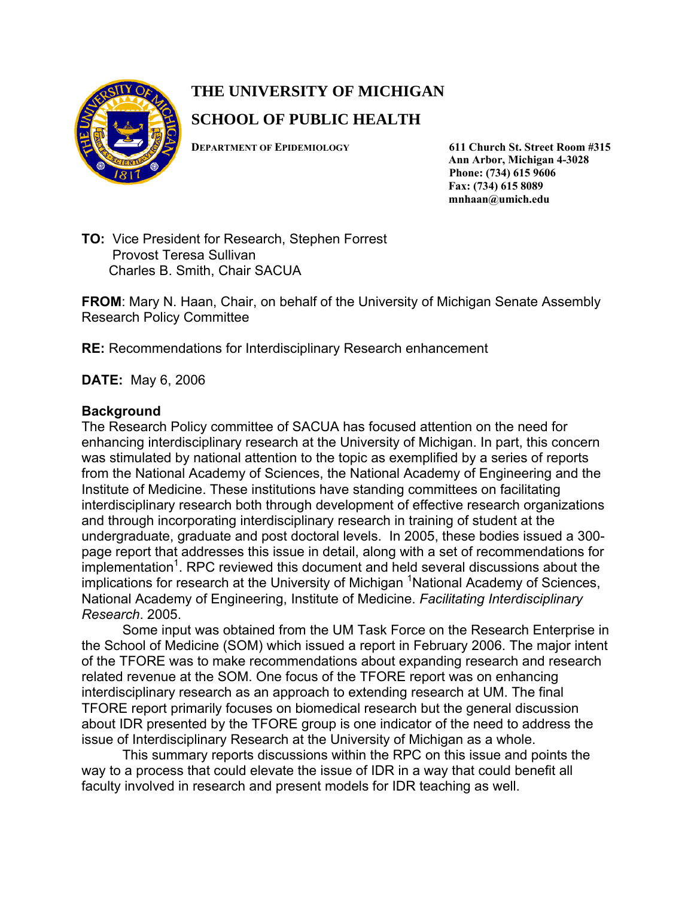# THE UNIVERSITY OF MICHIGAN

## SCHOOL OF PUBLIC HEALTH

DEPARTMENT OF EPIDEMIOLOGY

**611 Church St. Street Room #315**
**Ann Arbor, Michigan 4-3028**
**Phone: (734) 615 9606**
**Fax: (734) 615 8089**
**mnhaan@umich.edu**

**TO:** Vice President for Research, Stephen Forrest
Provost Teresa Sullivan
Charles B. Smith, Chair SACUA

**FROM**: Mary N. Haan, Chair, on behalf of the University of Michigan Senate Assembly Research Policy Committee

**RE:** Recommendations for Interdisciplinary Research enhancement

**DATE:** May 6, 2006

**Background**

The Research Policy committee of SACUA has focused attention on the need for enhancing interdisciplinary research at the University of Michigan. In part, this concern was stimulated by national attention to the topic as exemplified by a series of reports from the National Academy of Sciences, the National Academy of Engineering and the Institute of Medicine. These institutions have standing committees on facilitating interdisciplinary research both through development of effective research organizations and through incorporating interdisciplinary research in training of student at the undergraduate, graduate and post doctoral levels. In 2005, these bodies issued a 300-page report that addresses this issue in detail, along with a set of recommendations for implementation[1]. RPC reviewed this document and held several discussions about the implications for research at the University of Michigan [1]National Academy of Sciences, National Academy of Engineering, Institute of Medicine. *Facilitating Interdisciplinary Research*. 2005.

Some input was obtained from the UM Task Force on the Research Enterprise in the School of Medicine (SOM) which issued a report in February 2006. The major intent of the TFORE was to make recommendations about expanding research and research related revenue at the SOM. One focus of the TFORE report was on enhancing interdisciplinary research as an approach to extending research at UM. The final TFORE report primarily focuses on biomedical research but the general discussion about IDR presented by the TFORE group is one indicator of the need to address the issue of Interdisciplinary Research at the University of Michigan as a whole.

This summary reports discussions within the RPC on this issue and points the way to a process that could elevate the issue of IDR in a way that could benefit all faculty involved in research and present models for IDR teaching as well.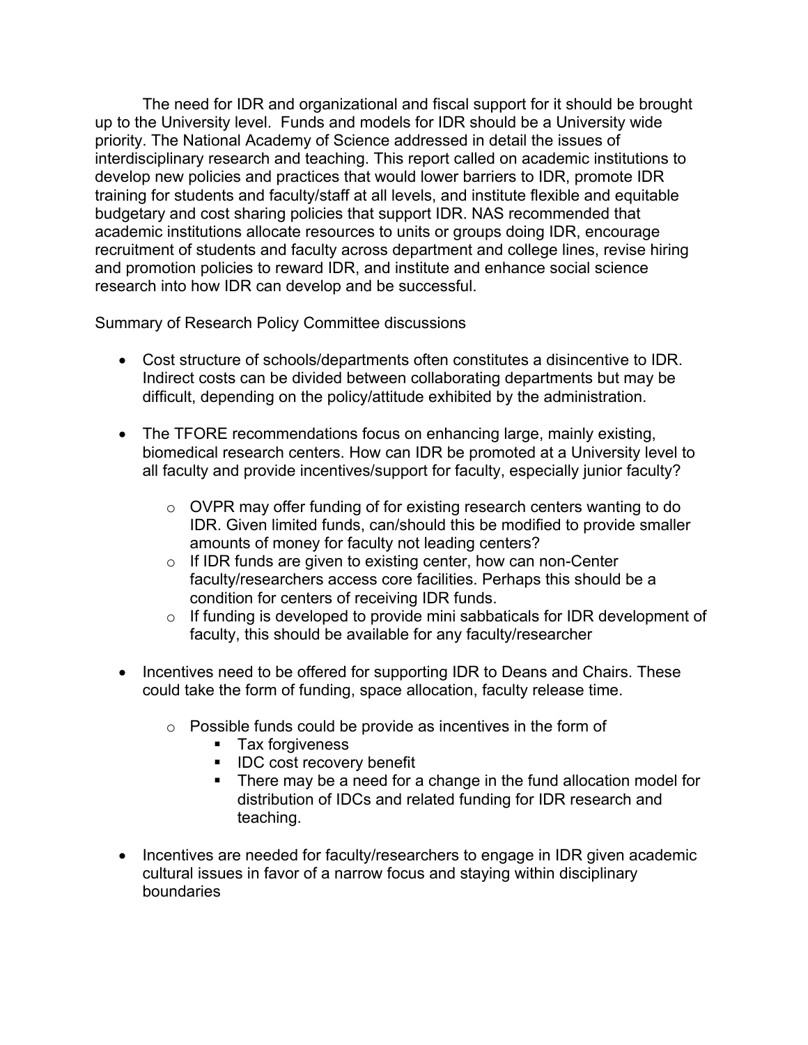The need for IDR and organizational and fiscal support for it should be brought up to the University level. Funds and models for IDR should be a University wide priority. The National Academy of Science addressed in detail the issues of interdisciplinary research and teaching. This report called on academic institutions to develop new policies and practices that would lower barriers to IDR, promote IDR training for students and faculty/staff at all levels, and institute flexible and equitable budgetary and cost sharing policies that support IDR. NAS recommended that academic institutions allocate resources to units or groups doing IDR, encourage recruitment of students and faculty across department and college lines, revise hiring and promotion policies to reward IDR, and institute and enhance social science research into how IDR can develop and be successful.

Summary of Research Policy Committee discussions

- Cost structure of schools/departments often constitutes a disincentive to IDR. Indirect costs can be divided between collaborating departments but may be difficult, depending on the policy/attitude exhibited by the administration.

- The TFORE recommendations focus on enhancing large, mainly existing, biomedical research centers. How can IDR be promoted at a University level to all faculty and provide incentives/support for faculty, especially junior faculty?

    - OVPR may offer funding of for existing research centers wanting to do IDR. Given limited funds, can/should this be modified to provide smaller amounts of money for faculty not leading centers?
    - If IDR funds are given to existing center, how can non-Center faculty/researchers access core facilities. Perhaps this should be a condition for centers of receiving IDR funds.
    - If funding is developed to provide mini sabbaticals for IDR development of faculty, this should be available for any faculty/researcher

- Incentives need to be offered for supporting IDR to Deans and Chairs. These could take the form of funding, space allocation, faculty release time.

    - Possible funds could be provide as incentives in the form of
        - Tax forgiveness
        - IDC cost recovery benefit
        - There may be a need for a change in the fund allocation model for distribution of IDCs and related funding for IDR research and teaching.

- Incentives are needed for faculty/researchers to engage in IDR given academic cultural issues in favor of a narrow focus and staying within disciplinary boundaries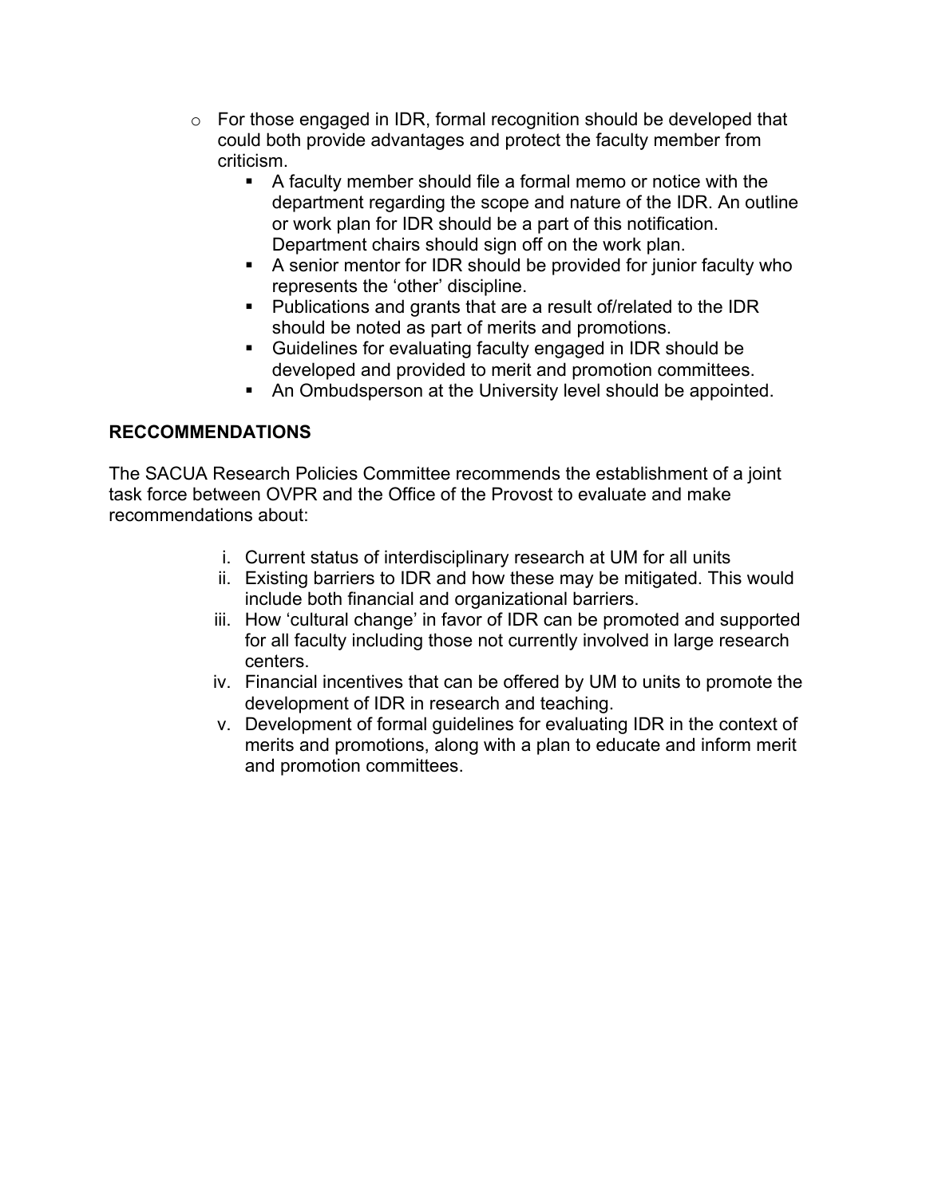- For those engaged in IDR, formal recognition should be developed that could both provide advantages and protect the faculty member from criticism.
  - A faculty member should file a formal memo or notice with the department regarding the scope and nature of the IDR. An outline or work plan for IDR should be a part of this notification. Department chairs should sign off on the work plan.
  - A senior mentor for IDR should be provided for junior faculty who represents the 'other' discipline.
  - Publications and grants that are a result of/related to the IDR should be noted as part of merits and promotions.
  - Guidelines for evaluating faculty engaged in IDR should be developed and provided to merit and promotion committees.
  - An Ombudsperson at the University level should be appointed.

**RECCOMMENDATIONS**

The SACUA Research Policies Committee recommends the establishment of a joint task force between OVPR and the Office of the Provost to evaluate and make recommendations about:

i. Current status of interdisciplinary research at UM for all units
ii. Existing barriers to IDR and how these may be mitigated. This would include both financial and organizational barriers.
iii. How 'cultural change' in favor of IDR can be promoted and supported for all faculty including those not currently involved in large research centers.
iv. Financial incentives that can be offered by UM to units to promote the development of IDR in research and teaching.
v. Development of formal guidelines for evaluating IDR in the context of merits and promotions, along with a plan to educate and inform merit and promotion committees.